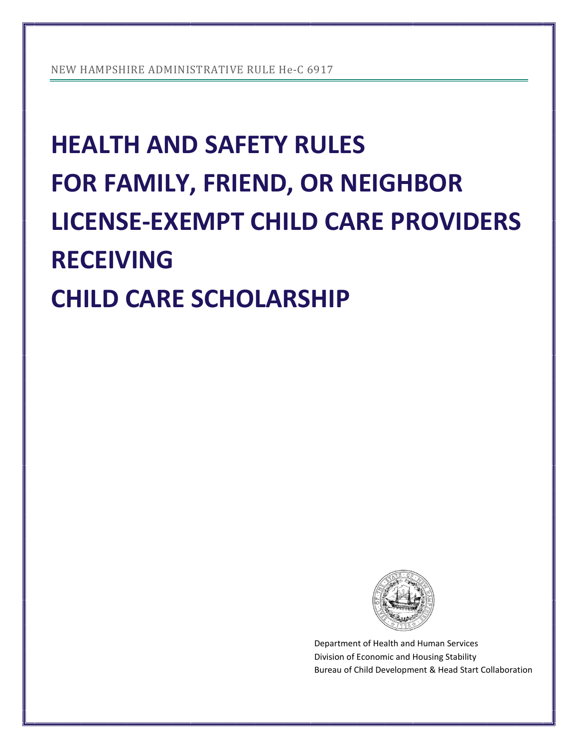NEW HAMPSHIRE ADMINISTRATIVE RULE He-C 6917

# HEALTH AND SAFETY RULES FOR FAMILY, FRIEND, OR NEIGHBOR LICENSE-EXEMPT CHILD CARE PROVIDERS RECEIVING CHILD CARE SCHOLARSHIP

Department of Health and Human Services
Division of Economic and Housing Stability
Bureau of Child Development & Head Start Collaboration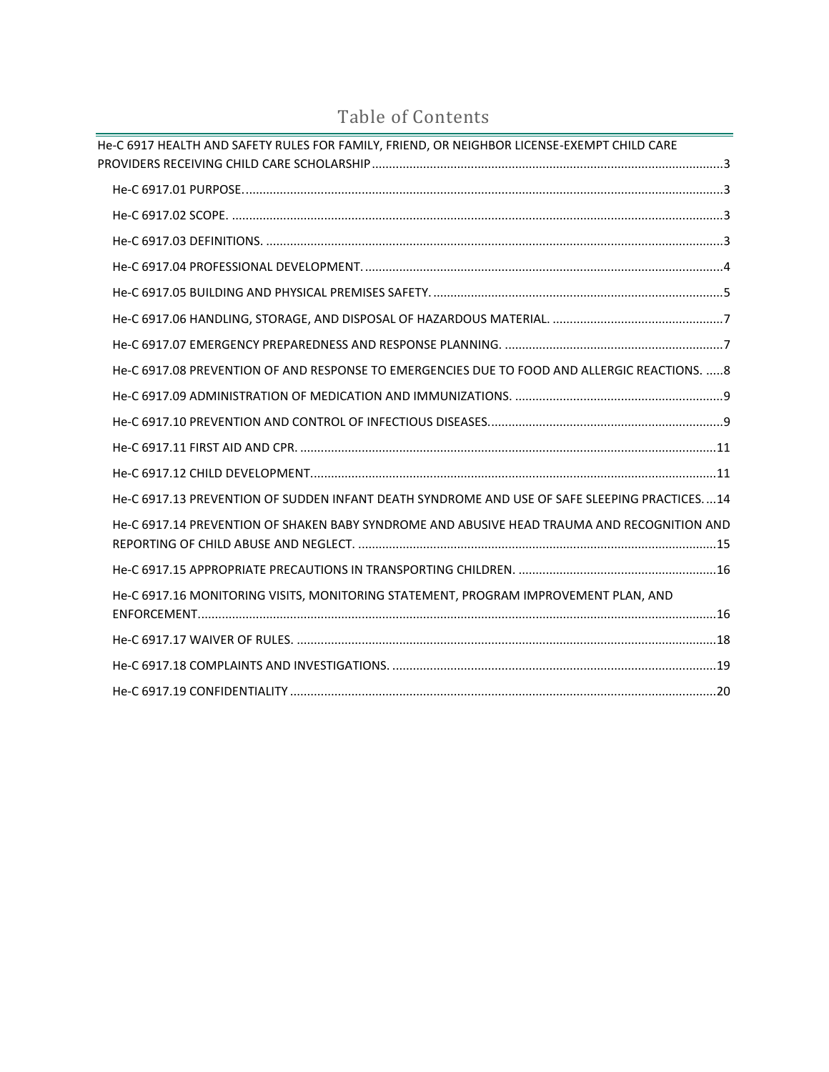# Table of Contents

- He-C 6917 HEALTH AND SAFETY RULES FOR FAMILY, FRIEND, OR NEIGHBOR LICENSE-EXEMPT CHILD CARE PROVIDERS RECEIVING CHILD CARE SCHOLARSHIP ....... 3
  - He-C 6917.01 PURPOSE. ....... 3
  - He-C 6917.02 SCOPE. ....... 3
  - He-C 6917.03 DEFINITIONS. ....... 3
  - He-C 6917.04 PROFESSIONAL DEVELOPMENT. ....... 4
  - He-C 6917.05 BUILDING AND PHYSICAL PREMISES SAFETY. ....... 5
  - He-C 6917.06 HANDLING, STORAGE, AND DISPOSAL OF HAZARDOUS MATERIAL. ....... 7
  - He-C 6917.07 EMERGENCY PREPAREDNESS AND RESPONSE PLANNING. ....... 7
  - He-C 6917.08 PREVENTION OF AND RESPONSE TO EMERGENCIES DUE TO FOOD AND ALLERGIC REACTIONS. ....... 8
  - He-C 6917.09 ADMINISTRATION OF MEDICATION AND IMMUNIZATIONS. ....... 9
  - He-C 6917.10 PREVENTION AND CONTROL OF INFECTIOUS DISEASES. ....... 9
  - He-C 6917.11 FIRST AID AND CPR. ....... 11
  - He-C 6917.12 CHILD DEVELOPMENT. ....... 11
  - He-C 6917.13 PREVENTION OF SUDDEN INFANT DEATH SYNDROME AND USE OF SAFE SLEEPING PRACTICES. ....... 14
  - He-C 6917.14 PREVENTION OF SHAKEN BABY SYNDROME AND ABUSIVE HEAD TRAUMA AND RECOGNITION AND REPORTING OF CHILD ABUSE AND NEGLECT. ....... 15
  - He-C 6917.15 APPROPRIATE PRECAUTIONS IN TRANSPORTING CHILDREN. ....... 16
  - He-C 6917.16 MONITORING VISITS, MONITORING STATEMENT, PROGRAM IMPROVEMENT PLAN, AND ENFORCEMENT. ....... 16
  - He-C 6917.17 WAIVER OF RULES. ....... 18
  - He-C 6917.18 COMPLAINTS AND INVESTIGATIONS. ....... 19
  - He-C 6917.19 CONFIDENTIALITY ....... 20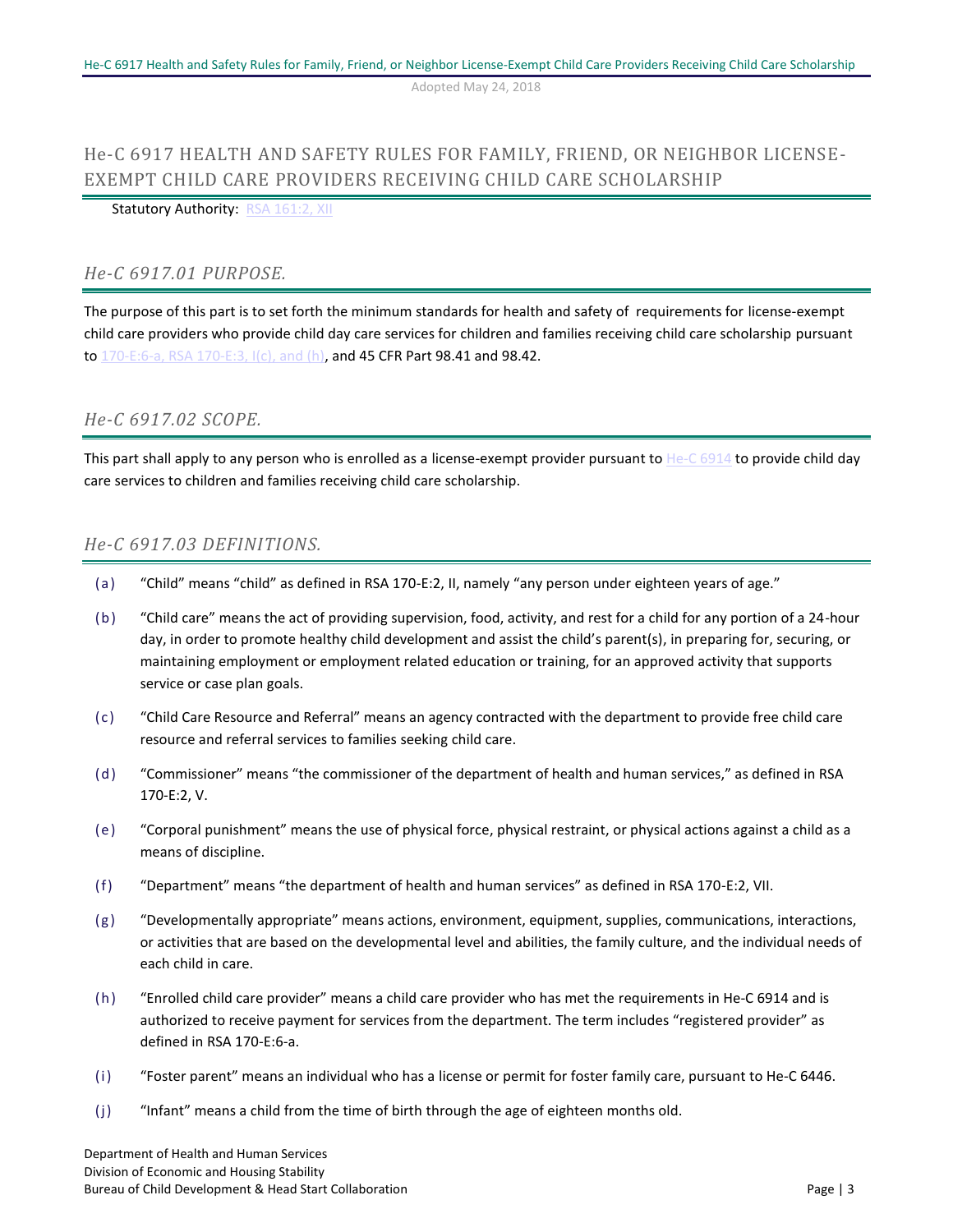# He-C 6917 HEALTH AND SAFETY RULES FOR FAMILY, FRIEND, OR NEIGHBOR LICENSE-EXEMPT CHILD CARE PROVIDERS RECEIVING CHILD CARE SCHOLARSHIP

Statutory Authority: RSA 161:2, XII

## *He-C 6917.01 PURPOSE.*

The purpose of this part is to set forth the minimum standards for health and safety of requirements for license-exempt child care providers who provide child day care services for children and families receiving child care scholarship pursuant to 170-E:6-a, RSA 170-E:3, I(c), and (h), and 45 CFR Part 98.41 and 98.42.

## *He-C 6917.02 SCOPE.*

This part shall apply to any person who is enrolled as a license-exempt provider pursuant to He-C 6914 to provide child day care services to children and families receiving child care scholarship.

## *He-C 6917.03 DEFINITIONS.*

(a) "Child" means "child" as defined in RSA 170-E:2, II, namely "any person under eighteen years of age."

(b) "Child care" means the act of providing supervision, food, activity, and rest for a child for any portion of a 24-hour day, in order to promote healthy child development and assist the child's parent(s), in preparing for, securing, or maintaining employment or employment related education or training, for an approved activity that supports service or case plan goals.

(c) "Child Care Resource and Referral" means an agency contracted with the department to provide free child care resource and referral services to families seeking child care.

(d) "Commissioner" means "the commissioner of the department of health and human services," as defined in RSA 170-E:2, V.

(e) "Corporal punishment" means the use of physical force, physical restraint, or physical actions against a child as a means of discipline.

(f) "Department" means "the department of health and human services" as defined in RSA 170-E:2, VII.

(g) "Developmentally appropriate" means actions, environment, equipment, supplies, communications, interactions, or activities that are based on the developmental level and abilities, the family culture, and the individual needs of each child in care.

(h) "Enrolled child care provider" means a child care provider who has met the requirements in He-C 6914 and is authorized to receive payment for services from the department. The term includes "registered provider" as defined in RSA 170-E:6-a.

(i) "Foster parent" means an individual who has a license or permit for foster family care, pursuant to He-C 6446.

(j) "Infant" means a child from the time of birth through the age of eighteen months old.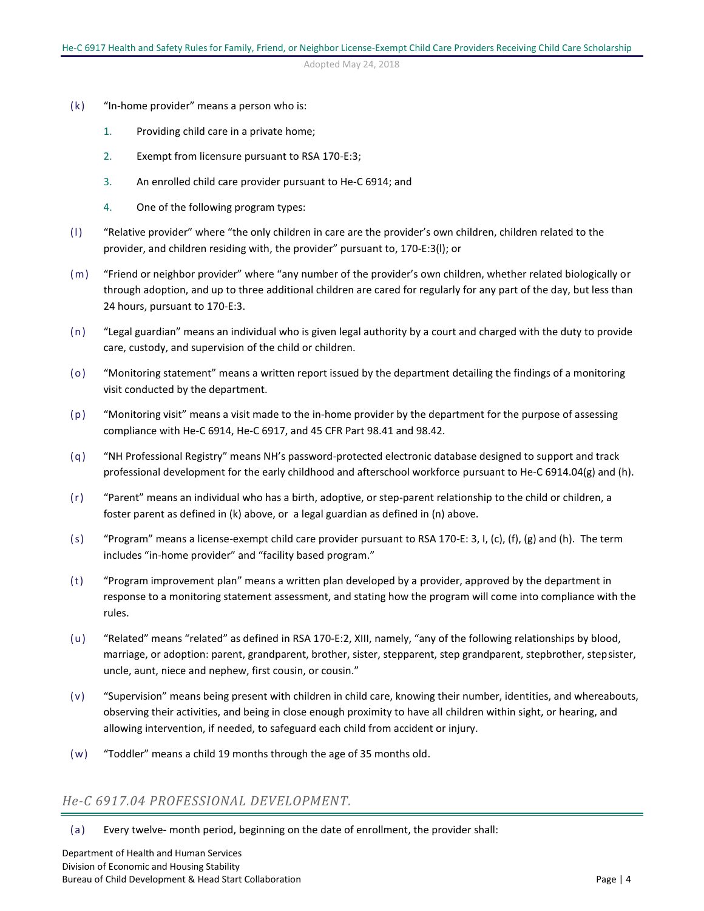(k) "In-home provider" means a person who is:

1. Providing child care in a private home;
2. Exempt from licensure pursuant to RSA 170-E:3;
3. An enrolled child care provider pursuant to He-C 6914; and
4. One of the following program types:

(l) "Relative provider" where "the only children in care are the provider's own children, children related to the provider, and children residing with, the provider" pursuant to, 170-E:3(l); or

(m) "Friend or neighbor provider" where "any number of the provider's own children, whether related biologically or through adoption, and up to three additional children are cared for regularly for any part of the day, but less than 24 hours, pursuant to 170-E:3.

(n) "Legal guardian" means an individual who is given legal authority by a court and charged with the duty to provide care, custody, and supervision of the child or children.

(o) "Monitoring statement" means a written report issued by the department detailing the findings of a monitoring visit conducted by the department.

(p) "Monitoring visit" means a visit made to the in-home provider by the department for the purpose of assessing compliance with He-C 6914, He-C 6917, and 45 CFR Part 98.41 and 98.42.

(q) "NH Professional Registry" means NH's password-protected electronic database designed to support and track professional development for the early childhood and afterschool workforce pursuant to He-C 6914.04(g) and (h).

(r) "Parent" means an individual who has a birth, adoptive, or step-parent relationship to the child or children, a foster parent as defined in (k) above, or a legal guardian as defined in (n) above.

(s) "Program" means a license-exempt child care provider pursuant to RSA 170-E: 3, I, (c), (f), (g) and (h). The term includes "in-home provider" and "facility based program."

(t) "Program improvement plan" means a written plan developed by a provider, approved by the department in response to a monitoring statement assessment, and stating how the program will come into compliance with the rules.

(u) "Related" means "related" as defined in RSA 170-E:2, XIII, namely, "any of the following relationships by blood, marriage, or adoption: parent, grandparent, brother, sister, stepparent, step grandparent, stepbrother, stepsister, uncle, aunt, niece and nephew, first cousin, or cousin."

(v) "Supervision" means being present with children in child care, knowing their number, identities, and whereabouts, observing their activities, and being in close enough proximity to have all children within sight, or hearing, and allowing intervention, if needed, to safeguard each child from accident or injury.

(w) "Toddler" means a child 19 months through the age of 35 months old.

## *He-C 6917.04 PROFESSIONAL DEVELOPMENT.*

(a) Every twelve- month period, beginning on the date of enrollment, the provider shall: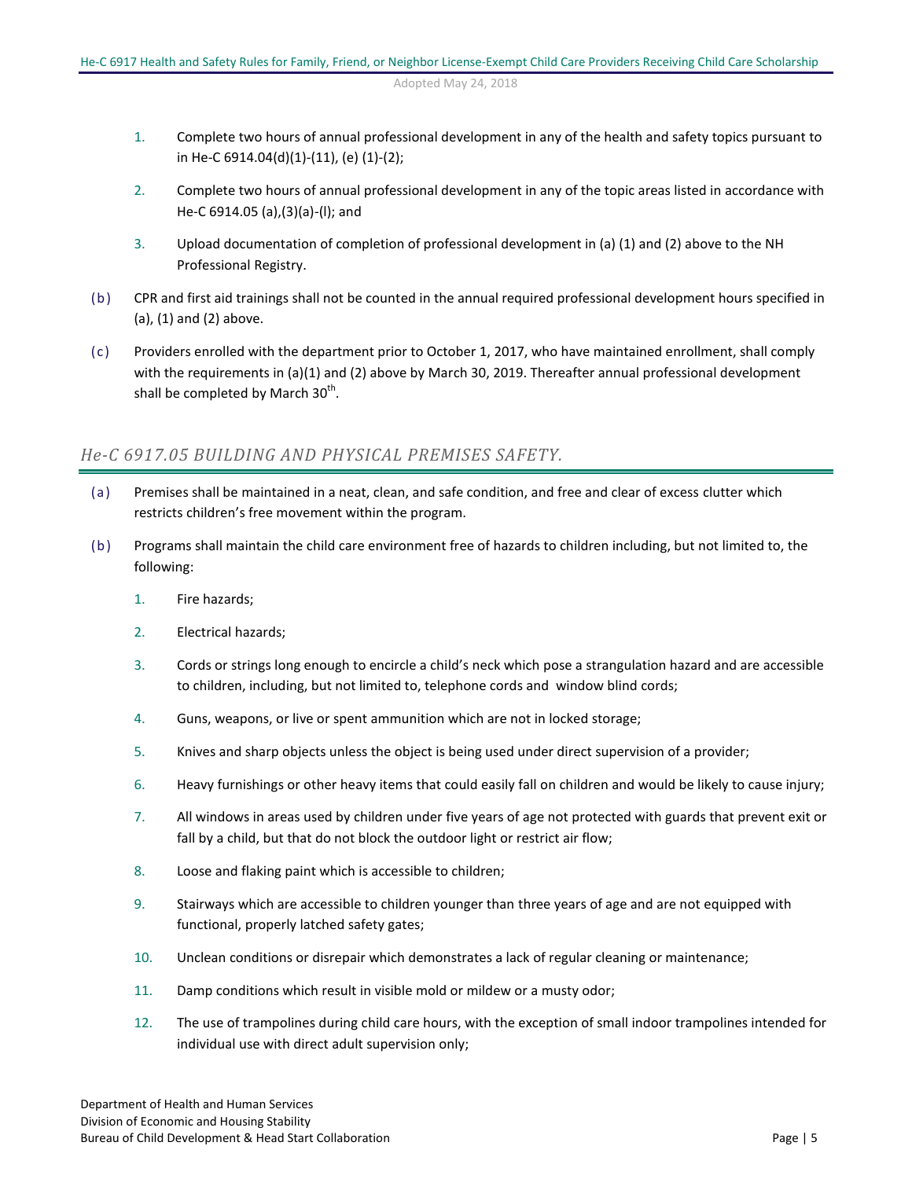1. Complete two hours of annual professional development in any of the health and safety topics pursuant to in He-C 6914.04(d)(1)-(11), (e) (1)-(2);

2. Complete two hours of annual professional development in any of the topic areas listed in accordance with He-C 6914.05 (a),(3)(a)-(l); and

3. Upload documentation of completion of professional development in (a) (1) and (2) above to the NH Professional Registry.

(b) CPR and first aid trainings shall not be counted in the annual required professional development hours specified in (a), (1) and (2) above.

(c) Providers enrolled with the department prior to October 1, 2017, who have maintained enrollment, shall comply with the requirements in (a)(1) and (2) above by March 30, 2019. Thereafter annual professional development shall be completed by March 30th.

## *He-C 6917.05 BUILDING AND PHYSICAL PREMISES SAFETY.*

(a) Premises shall be maintained in a neat, clean, and safe condition, and free and clear of excess clutter which restricts children's free movement within the program.

(b) Programs shall maintain the child care environment free of hazards to children including, but not limited to, the following:

1. Fire hazards;

2. Electrical hazards;

3. Cords or strings long enough to encircle a child's neck which pose a strangulation hazard and are accessible to children, including, but not limited to, telephone cords and window blind cords;

4. Guns, weapons, or live or spent ammunition which are not in locked storage;

5. Knives and sharp objects unless the object is being used under direct supervision of a provider;

6. Heavy furnishings or other heavy items that could easily fall on children and would be likely to cause injury;

7. All windows in areas used by children under five years of age not protected with guards that prevent exit or fall by a child, but that do not block the outdoor light or restrict air flow;

8. Loose and flaking paint which is accessible to children;

9. Stairways which are accessible to children younger than three years of age and are not equipped with functional, properly latched safety gates;

10. Unclean conditions or disrepair which demonstrates a lack of regular cleaning or maintenance;

11. Damp conditions which result in visible mold or mildew or a musty odor;

12. The use of trampolines during child care hours, with the exception of small indoor trampolines intended for individual use with direct adult supervision only;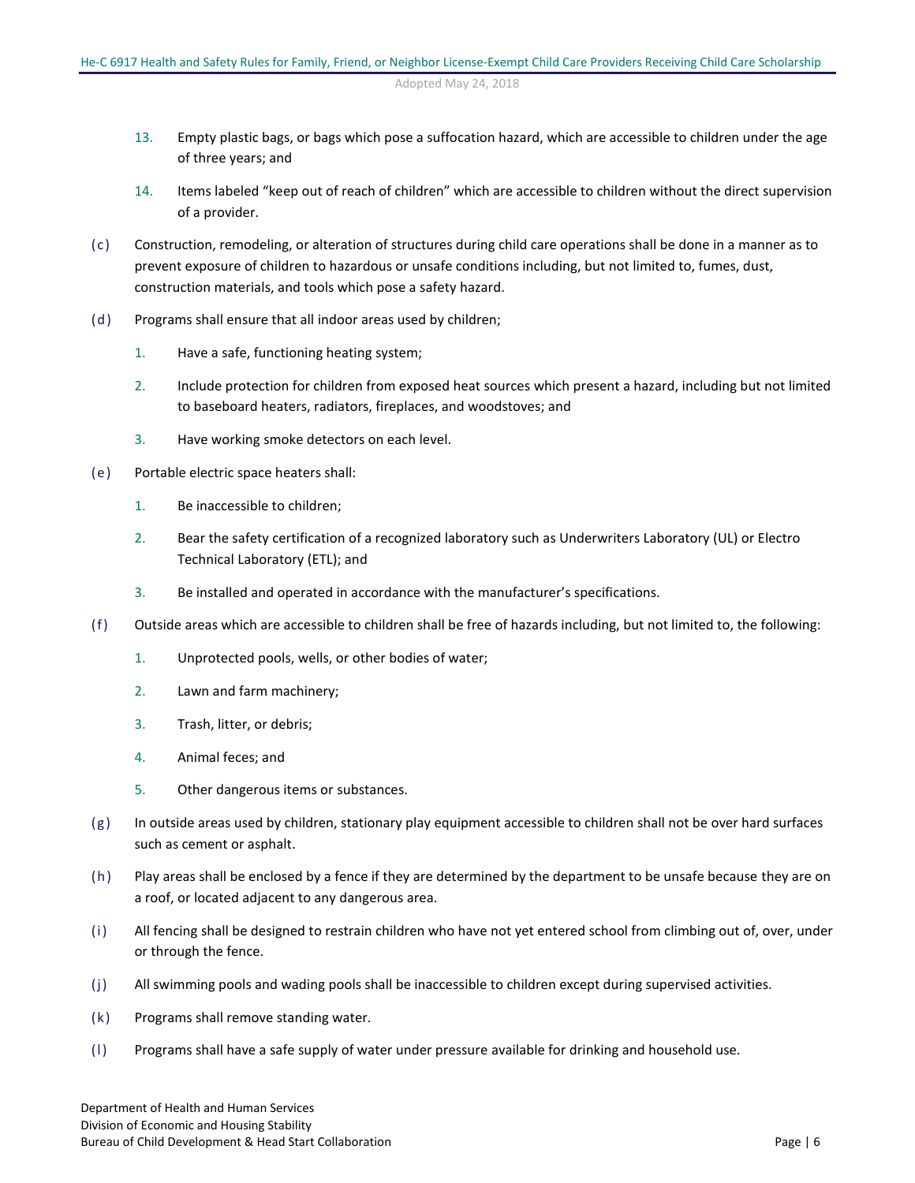13. Empty plastic bags, or bags which pose a suffocation hazard, which are accessible to children under the age of three years; and

14. Items labeled "keep out of reach of children" which are accessible to children without the direct supervision of a provider.

(c) Construction, remodeling, or alteration of structures during child care operations shall be done in a manner as to prevent exposure of children to hazardous or unsafe conditions including, but not limited to, fumes, dust, construction materials, and tools which pose a safety hazard.

(d) Programs shall ensure that all indoor areas used by children;

1. Have a safe, functioning heating system;

2. Include protection for children from exposed heat sources which present a hazard, including but not limited to baseboard heaters, radiators, fireplaces, and woodstoves; and

3. Have working smoke detectors on each level.

(e) Portable electric space heaters shall:

1. Be inaccessible to children;

2. Bear the safety certification of a recognized laboratory such as Underwriters Laboratory (UL) or Electro Technical Laboratory (ETL); and

3. Be installed and operated in accordance with the manufacturer's specifications.

(f) Outside areas which are accessible to children shall be free of hazards including, but not limited to, the following:

1. Unprotected pools, wells, or other bodies of water;

2. Lawn and farm machinery;

3. Trash, litter, or debris;

4. Animal feces; and

5. Other dangerous items or substances.

(g) In outside areas used by children, stationary play equipment accessible to children shall not be over hard surfaces such as cement or asphalt.

(h) Play areas shall be enclosed by a fence if they are determined by the department to be unsafe because they are on a roof, or located adjacent to any dangerous area.

(i) All fencing shall be designed to restrain children who have not yet entered school from climbing out of, over, under or through the fence.

(j) All swimming pools and wading pools shall be inaccessible to children except during supervised activities.

(k) Programs shall remove standing water.

(l) Programs shall have a safe supply of water under pressure available for drinking and household use.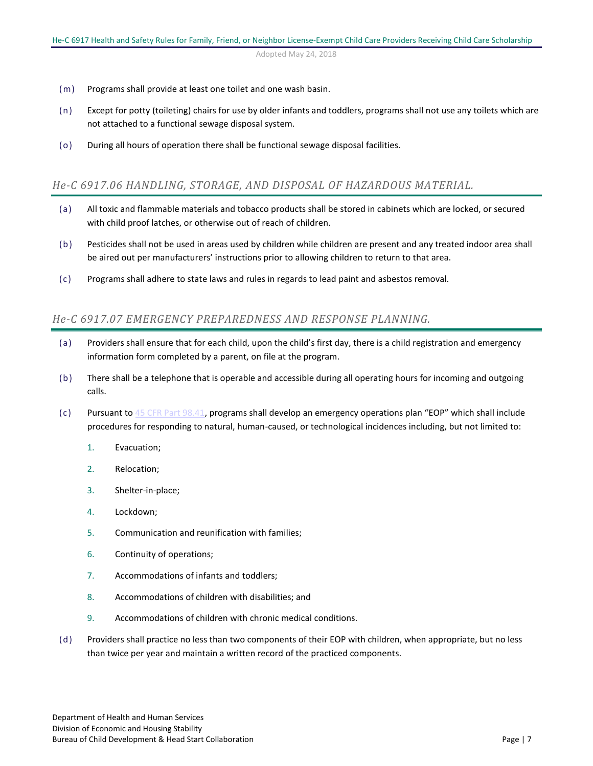(m) Programs shall provide at least one toilet and one wash basin.

(n) Except for potty (toileting) chairs for use by older infants and toddlers, programs shall not use any toilets which are not attached to a functional sewage disposal system.

(o) During all hours of operation there shall be functional sewage disposal facilities.

## *He-C 6917.06 HANDLING, STORAGE, AND DISPOSAL OF HAZARDOUS MATERIAL.*

(a) All toxic and flammable materials and tobacco products shall be stored in cabinets which are locked, or secured with child proof latches, or otherwise out of reach of children.

(b) Pesticides shall not be used in areas used by children while children are present and any treated indoor area shall be aired out per manufacturers' instructions prior to allowing children to return to that area.

(c) Programs shall adhere to state laws and rules in regards to lead paint and asbestos removal.

## *He-C 6917.07 EMERGENCY PREPAREDNESS AND RESPONSE PLANNING.*

(a) Providers shall ensure that for each child, upon the child's first day, there is a child registration and emergency information form completed by a parent, on file at the program.

(b) There shall be a telephone that is operable and accessible during all operating hours for incoming and outgoing calls.

(c) Pursuant to 45 CFR Part 98.41, programs shall develop an emergency operations plan "EOP" which shall include procedures for responding to natural, human-caused, or technological incidences including, but not limited to:

1. Evacuation;
2. Relocation;
3. Shelter-in-place;
4. Lockdown;
5. Communication and reunification with families;
6. Continuity of operations;
7. Accommodations of infants and toddlers;
8. Accommodations of children with disabilities; and
9. Accommodations of children with chronic medical conditions.

(d) Providers shall practice no less than two components of their EOP with children, when appropriate, but no less than twice per year and maintain a written record of the practiced components.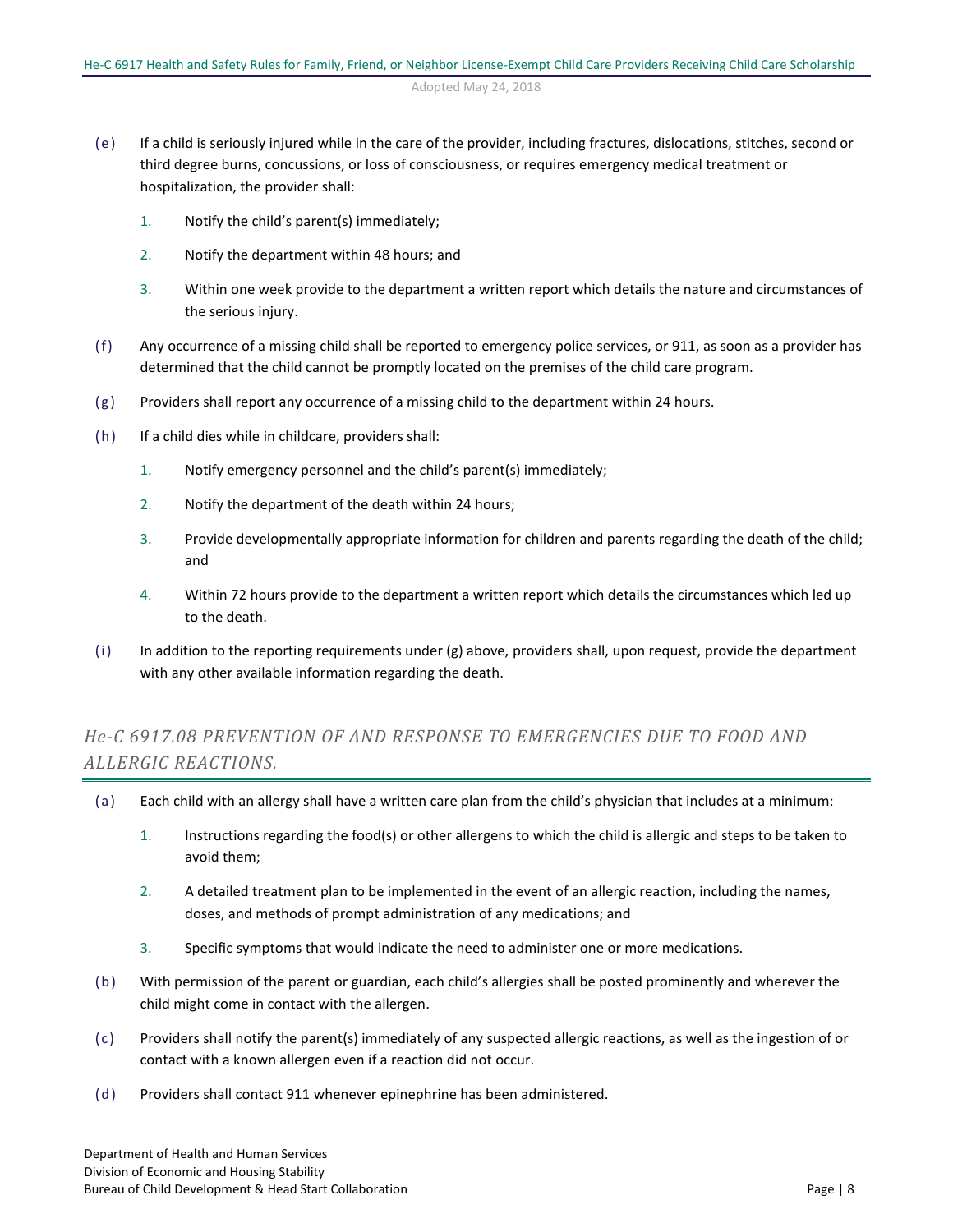(e) If a child is seriously injured while in the care of the provider, including fractures, dislocations, stitches, second or third degree burns, concussions, or loss of consciousness, or requires emergency medical treatment or hospitalization, the provider shall:

1. Notify the child's parent(s) immediately;

2. Notify the department within 48 hours; and

3. Within one week provide to the department a written report which details the nature and circumstances of the serious injury.

(f) Any occurrence of a missing child shall be reported to emergency police services, or 911, as soon as a provider has determined that the child cannot be promptly located on the premises of the child care program.

(g) Providers shall report any occurrence of a missing child to the department within 24 hours.

(h) If a child dies while in childcare, providers shall:

1. Notify emergency personnel and the child's parent(s) immediately;

2. Notify the department of the death within 24 hours;

3. Provide developmentally appropriate information for children and parents regarding the death of the child; and

4. Within 72 hours provide to the department a written report which details the circumstances which led up to the death.

(i) In addition to the reporting requirements under (g) above, providers shall, upon request, provide the department with any other available information regarding the death.

## *He-C 6917.08 PREVENTION OF AND RESPONSE TO EMERGENCIES DUE TO FOOD AND ALLERGIC REACTIONS.*

(a) Each child with an allergy shall have a written care plan from the child's physician that includes at a minimum:

1. Instructions regarding the food(s) or other allergens to which the child is allergic and steps to be taken to avoid them;

2. A detailed treatment plan to be implemented in the event of an allergic reaction, including the names, doses, and methods of prompt administration of any medications; and

3. Specific symptoms that would indicate the need to administer one or more medications.

(b) With permission of the parent or guardian, each child's allergies shall be posted prominently and wherever the child might come in contact with the allergen.

(c) Providers shall notify the parent(s) immediately of any suspected allergic reactions, as well as the ingestion of or contact with a known allergen even if a reaction did not occur.

(d) Providers shall contact 911 whenever epinephrine has been administered.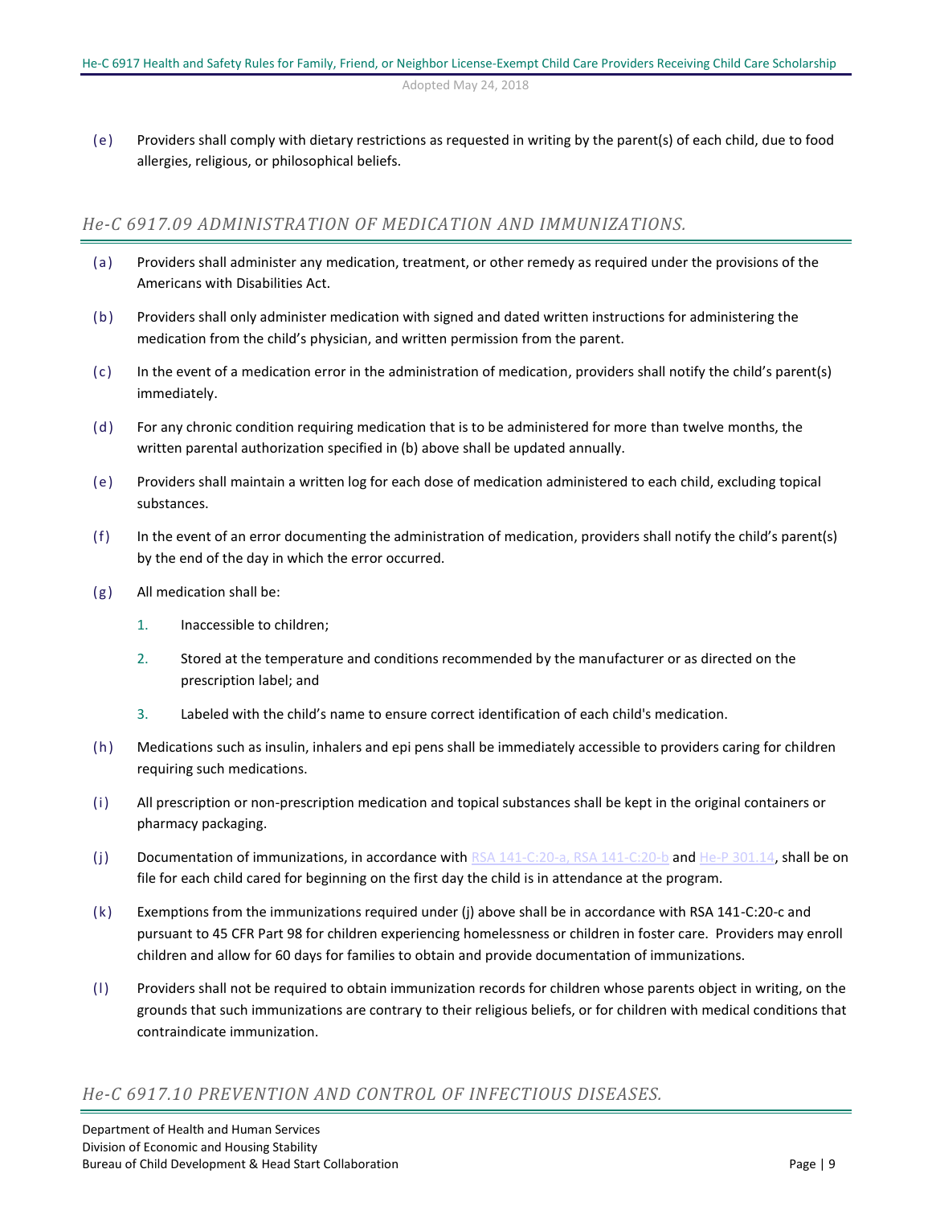(e) Providers shall comply with dietary restrictions as requested in writing by the parent(s) of each child, due to food allergies, religious, or philosophical beliefs.

## *He-C 6917.09 ADMINISTRATION OF MEDICATION AND IMMUNIZATIONS.*

(a) Providers shall administer any medication, treatment, or other remedy as required under the provisions of the Americans with Disabilities Act.

(b) Providers shall only administer medication with signed and dated written instructions for administering the medication from the child's physician, and written permission from the parent.

(c) In the event of a medication error in the administration of medication, providers shall notify the child's parent(s) immediately.

(d) For any chronic condition requiring medication that is to be administered for more than twelve months, the written parental authorization specified in (b) above shall be updated annually.

(e) Providers shall maintain a written log for each dose of medication administered to each child, excluding topical substances.

(f) In the event of an error documenting the administration of medication, providers shall notify the child's parent(s) by the end of the day in which the error occurred.

(g) All medication shall be:

1. Inaccessible to children;
2. Stored at the temperature and conditions recommended by the manufacturer or as directed on the prescription label; and
3. Labeled with the child's name to ensure correct identification of each child's medication.

(h) Medications such as insulin, inhalers and epi pens shall be immediately accessible to providers caring for children requiring such medications.

(i) All prescription or non-prescription medication and topical substances shall be kept in the original containers or pharmacy packaging.

(j) Documentation of immunizations, in accordance with RSA 141-C:20-a, RSA 141-C:20-b and He-P 301.14, shall be on file for each child cared for beginning on the first day the child is in attendance at the program.

(k) Exemptions from the immunizations required under (j) above shall be in accordance with RSA 141-C:20-c and pursuant to 45 CFR Part 98 for children experiencing homelessness or children in foster care. Providers may enroll children and allow for 60 days for families to obtain and provide documentation of immunizations.

(l) Providers shall not be required to obtain immunization records for children whose parents object in writing, on the grounds that such immunizations are contrary to their religious beliefs, or for children with medical conditions that contraindicate immunization.

## *He-C 6917.10 PREVENTION AND CONTROL OF INFECTIOUS DISEASES.*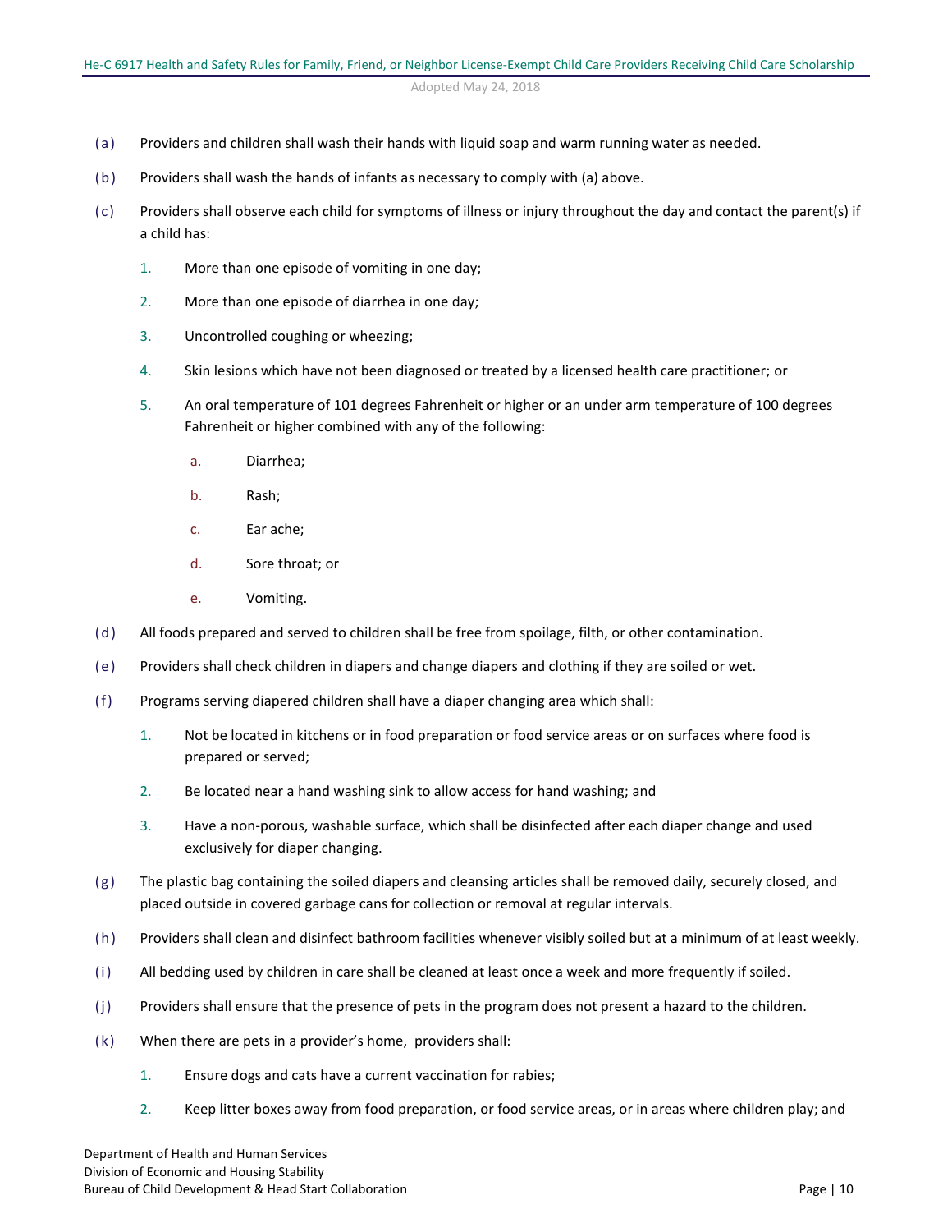(a) Providers and children shall wash their hands with liquid soap and warm running water as needed.

(b) Providers shall wash the hands of infants as necessary to comply with (a) above.

(c) Providers shall observe each child for symptoms of illness or injury throughout the day and contact the parent(s) if a child has:

1. More than one episode of vomiting in one day;

2. More than one episode of diarrhea in one day;

3. Uncontrolled coughing or wheezing;

4. Skin lesions which have not been diagnosed or treated by a licensed health care practitioner; or

5. An oral temperature of 101 degrees Fahrenheit or higher or an under arm temperature of 100 degrees Fahrenheit or higher combined with any of the following:

   a. Diarrhea;

   b. Rash;

   c. Ear ache;

   d. Sore throat; or

   e. Vomiting.

(d) All foods prepared and served to children shall be free from spoilage, filth, or other contamination.

(e) Providers shall check children in diapers and change diapers and clothing if they are soiled or wet.

(f) Programs serving diapered children shall have a diaper changing area which shall:

1. Not be located in kitchens or in food preparation or food service areas or on surfaces where food is prepared or served;

2. Be located near a hand washing sink to allow access for hand washing; and

3. Have a non-porous, washable surface, which shall be disinfected after each diaper change and used exclusively for diaper changing.

(g) The plastic bag containing the soiled diapers and cleansing articles shall be removed daily, securely closed, and placed outside in covered garbage cans for collection or removal at regular intervals.

(h) Providers shall clean and disinfect bathroom facilities whenever visibly soiled but at a minimum of at least weekly.

(i) All bedding used by children in care shall be cleaned at least once a week and more frequently if soiled.

(j) Providers shall ensure that the presence of pets in the program does not present a hazard to the children.

(k) When there are pets in a provider's home, providers shall:

1. Ensure dogs and cats have a current vaccination for rabies;

2. Keep litter boxes away from food preparation, or food service areas, or in areas where children play; and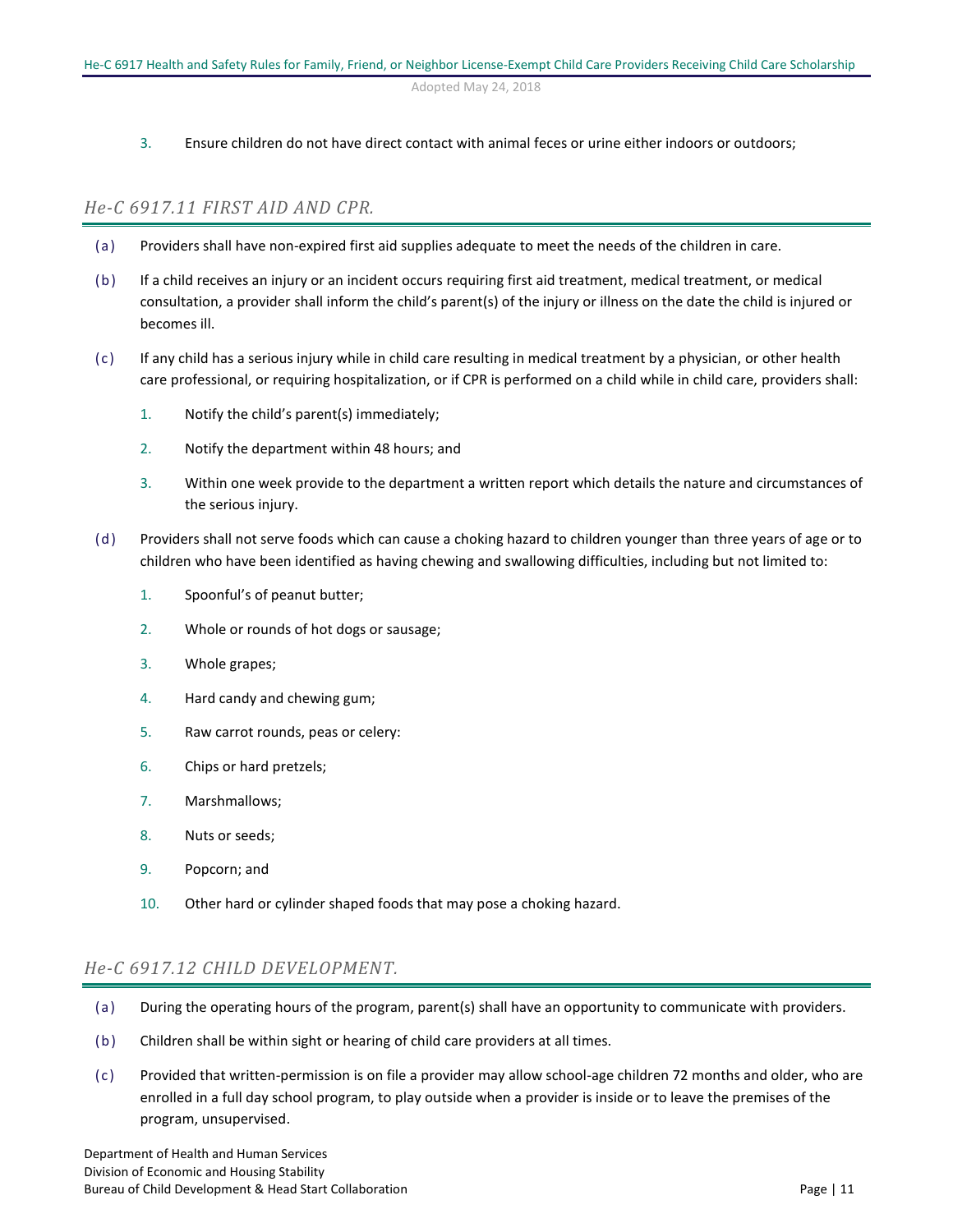3. Ensure children do not have direct contact with animal feces or urine either indoors or outdoors;

## *He-C 6917.11 FIRST AID AND CPR.*

(a) Providers shall have non-expired first aid supplies adequate to meet the needs of the children in care.

(b) If a child receives an injury or an incident occurs requiring first aid treatment, medical treatment, or medical consultation, a provider shall inform the child's parent(s) of the injury or illness on the date the child is injured or becomes ill.

(c) If any child has a serious injury while in child care resulting in medical treatment by a physician, or other health care professional, or requiring hospitalization, or if CPR is performed on a child while in child care, providers shall:

1. Notify the child's parent(s) immediately;
2. Notify the department within 48 hours; and
3. Within one week provide to the department a written report which details the nature and circumstances of the serious injury.

(d) Providers shall not serve foods which can cause a choking hazard to children younger than three years of age or to children who have been identified as having chewing and swallowing difficulties, including but not limited to:

1. Spoonful's of peanut butter;
2. Whole or rounds of hot dogs or sausage;
3. Whole grapes;
4. Hard candy and chewing gum;
5. Raw carrot rounds, peas or celery:
6. Chips or hard pretzels;
7. Marshmallows;
8. Nuts or seeds;
9. Popcorn; and
10. Other hard or cylinder shaped foods that may pose a choking hazard.

## *He-C 6917.12 CHILD DEVELOPMENT.*

(a) During the operating hours of the program, parent(s) shall have an opportunity to communicate with providers.

(b) Children shall be within sight or hearing of child care providers at all times.

(c) Provided that written-permission is on file a provider may allow school-age children 72 months and older, who are enrolled in a full day school program, to play outside when a provider is inside or to leave the premises of the program, unsupervised.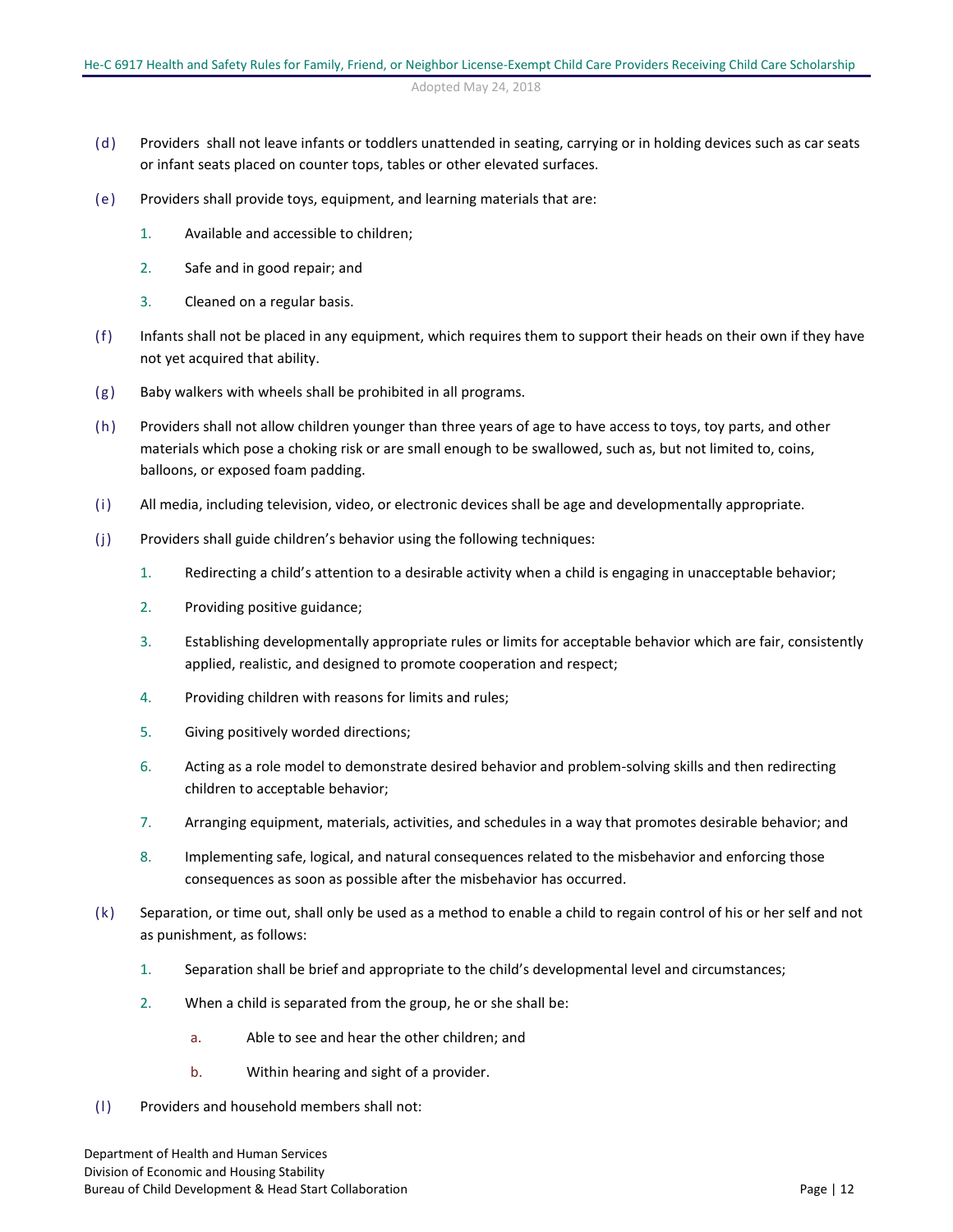(d) Providers shall not leave infants or toddlers unattended in seating, carrying or in holding devices such as car seats or infant seats placed on counter tops, tables or other elevated surfaces.

(e) Providers shall provide toys, equipment, and learning materials that are:

1. Available and accessible to children;
2. Safe and in good repair; and
3. Cleaned on a regular basis.

(f) Infants shall not be placed in any equipment, which requires them to support their heads on their own if they have not yet acquired that ability.

(g) Baby walkers with wheels shall be prohibited in all programs.

(h) Providers shall not allow children younger than three years of age to have access to toys, toy parts, and other materials which pose a choking risk or are small enough to be swallowed, such as, but not limited to, coins, balloons, or exposed foam padding.

(i) All media, including television, video, or electronic devices shall be age and developmentally appropriate.

(j) Providers shall guide children's behavior using the following techniques:

1. Redirecting a child's attention to a desirable activity when a child is engaging in unacceptable behavior;
2. Providing positive guidance;
3. Establishing developmentally appropriate rules or limits for acceptable behavior which are fair, consistently applied, realistic, and designed to promote cooperation and respect;
4. Providing children with reasons for limits and rules;
5. Giving positively worded directions;
6. Acting as a role model to demonstrate desired behavior and problem-solving skills and then redirecting children to acceptable behavior;
7. Arranging equipment, materials, activities, and schedules in a way that promotes desirable behavior; and
8. Implementing safe, logical, and natural consequences related to the misbehavior and enforcing those consequences as soon as possible after the misbehavior has occurred.

(k) Separation, or time out, shall only be used as a method to enable a child to regain control of his or her self and not as punishment, as follows:

1. Separation shall be brief and appropriate to the child's developmental level and circumstances;
2. When a child is separated from the group, he or she shall be:
   a. Able to see and hear the other children; and
   b. Within hearing and sight of a provider.

(l) Providers and household members shall not: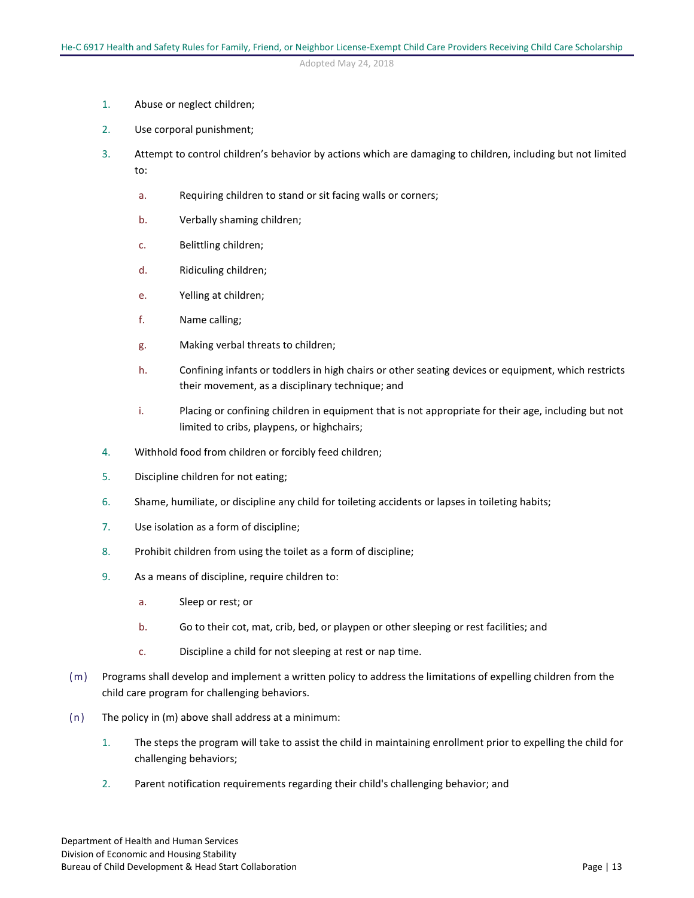1. Abuse or neglect children;
2. Use corporal punishment;
3. Attempt to control children's behavior by actions which are damaging to children, including but not limited to:
   a. Requiring children to stand or sit facing walls or corners;
   b. Verbally shaming children;
   c. Belittling children;
   d. Ridiculing children;
   e. Yelling at children;
   f. Name calling;
   g. Making verbal threats to children;
   h. Confining infants or toddlers in high chairs or other seating devices or equipment, which restricts their movement, as a disciplinary technique; and
   i. Placing or confining children in equipment that is not appropriate for their age, including but not limited to cribs, playpens, or highchairs;
4. Withhold food from children or forcibly feed children;
5. Discipline children for not eating;
6. Shame, humiliate, or discipline any child for toileting accidents or lapses in toileting habits;
7. Use isolation as a form of discipline;
8. Prohibit children from using the toilet as a form of discipline;
9. As a means of discipline, require children to:
   a. Sleep or rest; or
   b. Go to their cot, mat, crib, bed, or playpen or other sleeping or rest facilities; and
   c. Discipline a child for not sleeping at rest or nap time.

(m) Programs shall develop and implement a written policy to address the limitations of expelling children from the child care program for challenging behaviors.

(n) The policy in (m) above shall address at a minimum:

1. The steps the program will take to assist the child in maintaining enrollment prior to expelling the child for challenging behaviors;
2. Parent notification requirements regarding their child's challenging behavior; and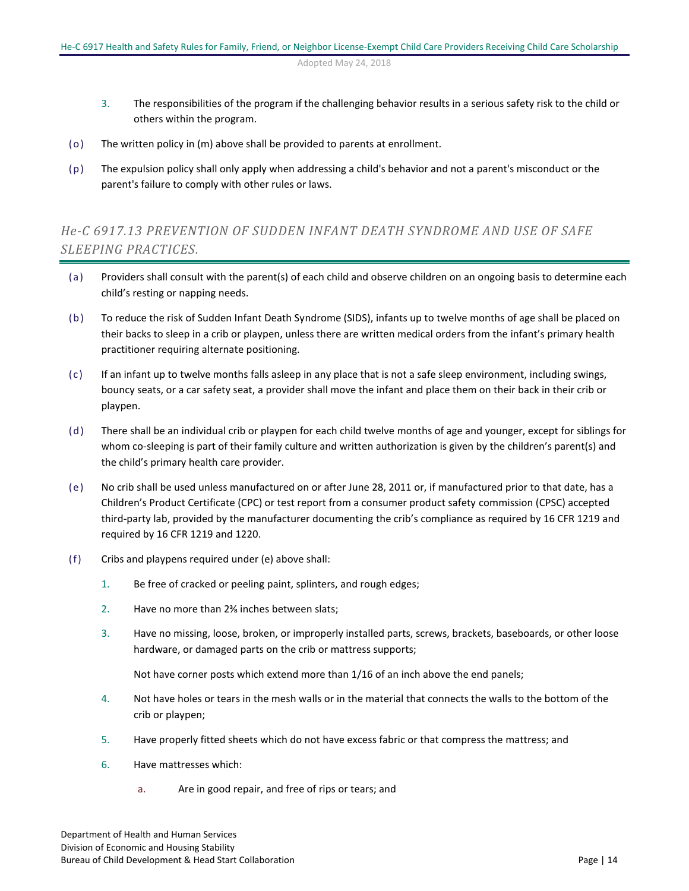3. The responsibilities of the program if the challenging behavior results in a serious safety risk to the child or others within the program.

(o) The written policy in (m) above shall be provided to parents at enrollment.

(p) The expulsion policy shall only apply when addressing a child's behavior and not a parent's misconduct or the parent's failure to comply with other rules or laws.

## *He-C 6917.13 PREVENTION OF SUDDEN INFANT DEATH SYNDROME AND USE OF SAFE SLEEPING PRACTICES.*

(a) Providers shall consult with the parent(s) of each child and observe children on an ongoing basis to determine each child's resting or napping needs.

(b) To reduce the risk of Sudden Infant Death Syndrome (SIDS), infants up to twelve months of age shall be placed on their backs to sleep in a crib or playpen, unless there are written medical orders from the infant's primary health practitioner requiring alternate positioning.

(c) If an infant up to twelve months falls asleep in any place that is not a safe sleep environment, including swings, bouncy seats, or a car safety seat, a provider shall move the infant and place them on their back in their crib or playpen.

(d) There shall be an individual crib or playpen for each child twelve months of age and younger, except for siblings for whom co-sleeping is part of their family culture and written authorization is given by the children's parent(s) and the child's primary health care provider.

(e) No crib shall be used unless manufactured on or after June 28, 2011 or, if manufactured prior to that date, has a Children's Product Certificate (CPC) or test report from a consumer product safety commission (CPSC) accepted third-party lab, provided by the manufacturer documenting the crib's compliance as required by 16 CFR 1219 and required by 16 CFR 1219 and 1220.

(f) Cribs and playpens required under (e) above shall:

1. Be free of cracked or peeling paint, splinters, and rough edges;

2. Have no more than 2⅜ inches between slats;

3. Have no missing, loose, broken, or improperly installed parts, screws, brackets, baseboards, or other loose hardware, or damaged parts on the crib or mattress supports;

   Not have corner posts which extend more than 1/16 of an inch above the end panels;

4. Not have holes or tears in the mesh walls or in the material that connects the walls to the bottom of the crib or playpen;

5. Have properly fitted sheets which do not have excess fabric or that compress the mattress; and

6. Have mattresses which:

   a. Are in good repair, and free of rips or tears; and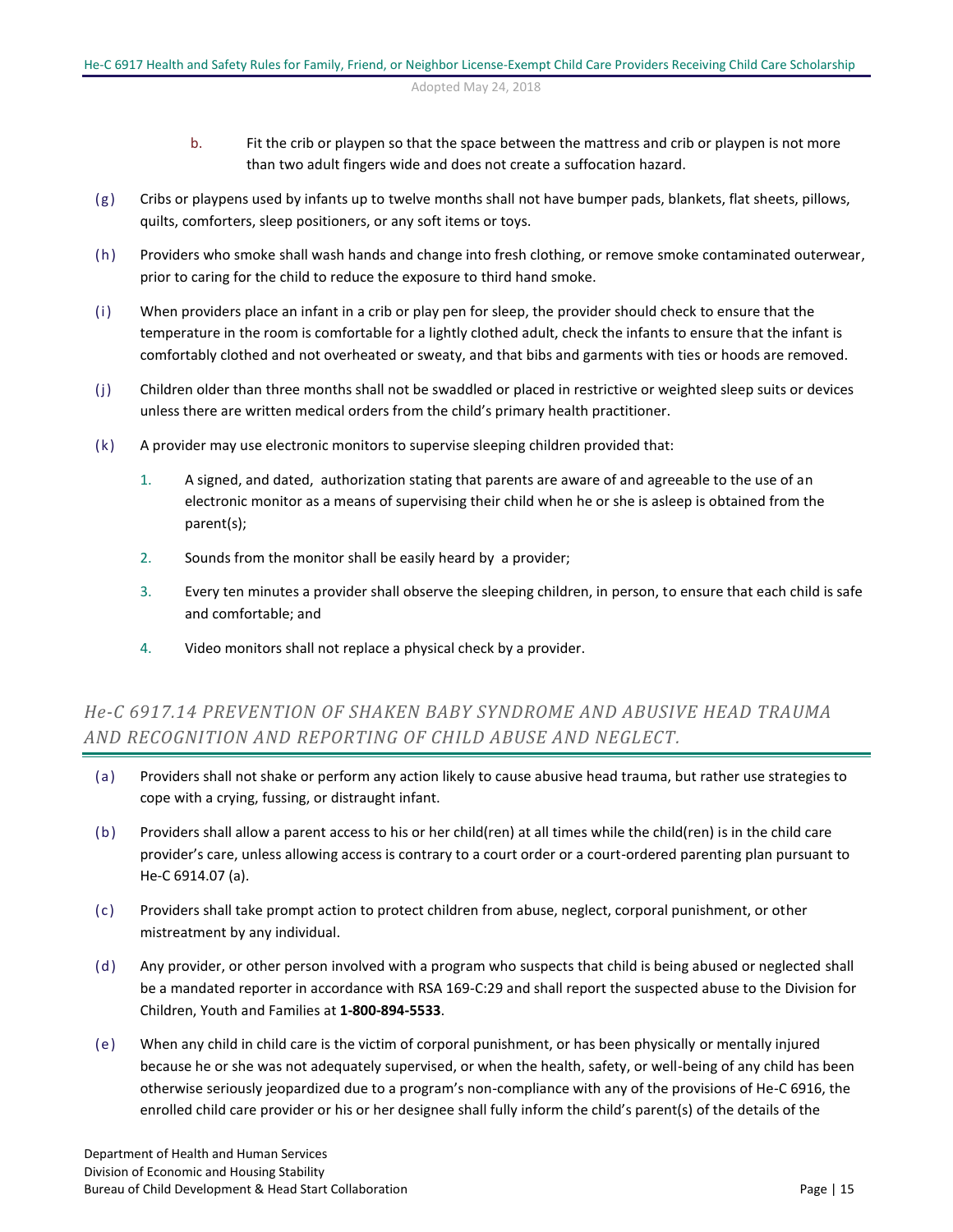b. Fit the crib or playpen so that the space between the mattress and crib or playpen is not more than two adult fingers wide and does not create a suffocation hazard.

(g) Cribs or playpens used by infants up to twelve months shall not have bumper pads, blankets, flat sheets, pillows, quilts, comforters, sleep positioners, or any soft items or toys.

(h) Providers who smoke shall wash hands and change into fresh clothing, or remove smoke contaminated outerwear, prior to caring for the child to reduce the exposure to third hand smoke.

(i) When providers place an infant in a crib or play pen for sleep, the provider should check to ensure that the temperature in the room is comfortable for a lightly clothed adult, check the infants to ensure that the infant is comfortably clothed and not overheated or sweaty, and that bibs and garments with ties or hoods are removed.

(j) Children older than three months shall not be swaddled or placed in restrictive or weighted sleep suits or devices unless there are written medical orders from the child's primary health practitioner.

(k) A provider may use electronic monitors to supervise sleeping children provided that:

1. A signed, and dated, authorization stating that parents are aware of and agreeable to the use of an electronic monitor as a means of supervising their child when he or she is asleep is obtained from the parent(s);
2. Sounds from the monitor shall be easily heard by a provider;
3. Every ten minutes a provider shall observe the sleeping children, in person, to ensure that each child is safe and comfortable; and
4. Video monitors shall not replace a physical check by a provider.

## *He-C 6917.14 PREVENTION OF SHAKEN BABY SYNDROME AND ABUSIVE HEAD TRAUMA AND RECOGNITION AND REPORTING OF CHILD ABUSE AND NEGLECT.*

(a) Providers shall not shake or perform any action likely to cause abusive head trauma, but rather use strategies to cope with a crying, fussing, or distraught infant.

(b) Providers shall allow a parent access to his or her child(ren) at all times while the child(ren) is in the child care provider's care, unless allowing access is contrary to a court order or a court-ordered parenting plan pursuant to He-C 6914.07 (a).

(c) Providers shall take prompt action to protect children from abuse, neglect, corporal punishment, or other mistreatment by any individual.

(d) Any provider, or other person involved with a program who suspects that child is being abused or neglected shall be a mandated reporter in accordance with RSA 169-C:29 and shall report the suspected abuse to the Division for Children, Youth and Families at **1-800-894-5533**.

(e) When any child in child care is the victim of corporal punishment, or has been physically or mentally injured because he or she was not adequately supervised, or when the health, safety, or well-being of any child has been otherwise seriously jeopardized due to a program's non-compliance with any of the provisions of He-C 6916, the enrolled child care provider or his or her designee shall fully inform the child's parent(s) of the details of the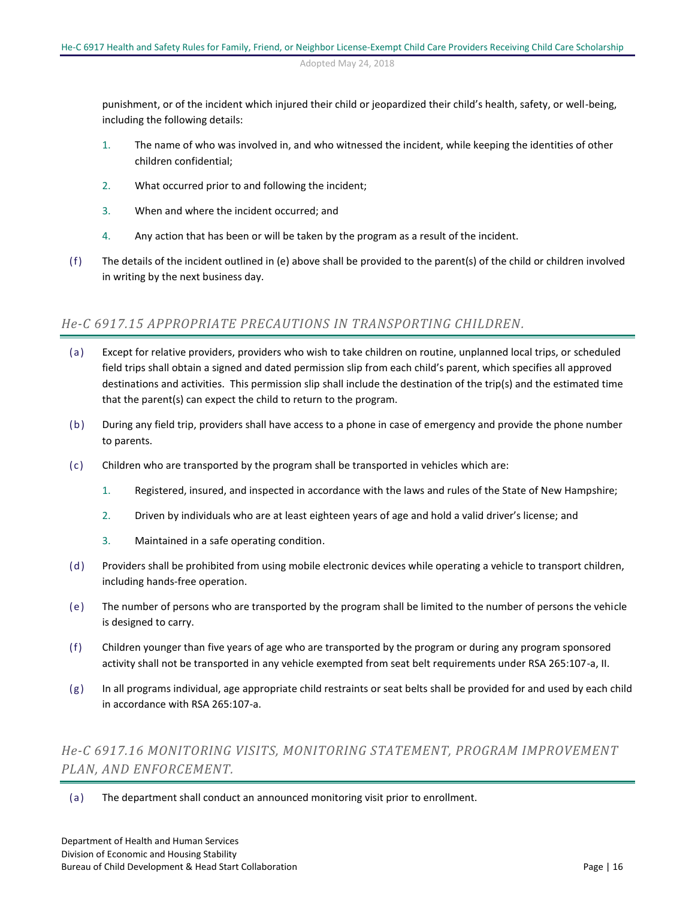punishment, or of the incident which injured their child or jeopardized their child's health, safety, or well-being, including the following details:

1. The name of who was involved in, and who witnessed the incident, while keeping the identities of other children confidential;
2. What occurred prior to and following the incident;
3. When and where the incident occurred; and
4. Any action that has been or will be taken by the program as a result of the incident.

(f) The details of the incident outlined in (e) above shall be provided to the parent(s) of the child or children involved in writing by the next business day.

## *He-C 6917.15 APPROPRIATE PRECAUTIONS IN TRANSPORTING CHILDREN.*

(a) Except for relative providers, providers who wish to take children on routine, unplanned local trips, or scheduled field trips shall obtain a signed and dated permission slip from each child's parent, which specifies all approved destinations and activities. This permission slip shall include the destination of the trip(s) and the estimated time that the parent(s) can expect the child to return to the program.

(b) During any field trip, providers shall have access to a phone in case of emergency and provide the phone number to parents.

(c) Children who are transported by the program shall be transported in vehicles which are:

1. Registered, insured, and inspected in accordance with the laws and rules of the State of New Hampshire;
2. Driven by individuals who are at least eighteen years of age and hold a valid driver's license; and
3. Maintained in a safe operating condition.

(d) Providers shall be prohibited from using mobile electronic devices while operating a vehicle to transport children, including hands-free operation.

(e) The number of persons who are transported by the program shall be limited to the number of persons the vehicle is designed to carry.

(f) Children younger than five years of age who are transported by the program or during any program sponsored activity shall not be transported in any vehicle exempted from seat belt requirements under RSA 265:107-a, II.

(g) In all programs individual, age appropriate child restraints or seat belts shall be provided for and used by each child in accordance with RSA 265:107-a.

## *He-C 6917.16 MONITORING VISITS, MONITORING STATEMENT, PROGRAM IMPROVEMENT PLAN, AND ENFORCEMENT.*

(a) The department shall conduct an announced monitoring visit prior to enrollment.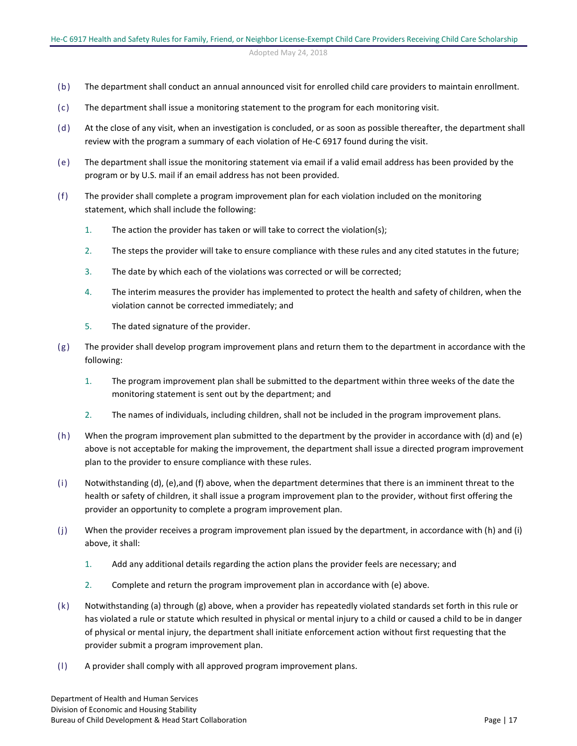(b) The department shall conduct an annual announced visit for enrolled child care providers to maintain enrollment.

(c) The department shall issue a monitoring statement to the program for each monitoring visit.

(d) At the close of any visit, when an investigation is concluded, or as soon as possible thereafter, the department shall review with the program a summary of each violation of He-C 6917 found during the visit.

(e) The department shall issue the monitoring statement via email if a valid email address has been provided by the program or by U.S. mail if an email address has not been provided.

(f) The provider shall complete a program improvement plan for each violation included on the monitoring statement, which shall include the following:

1. The action the provider has taken or will take to correct the violation(s);
2. The steps the provider will take to ensure compliance with these rules and any cited statutes in the future;
3. The date by which each of the violations was corrected or will be corrected;
4. The interim measures the provider has implemented to protect the health and safety of children, when the violation cannot be corrected immediately; and
5. The dated signature of the provider.

(g) The provider shall develop program improvement plans and return them to the department in accordance with the following:

1. The program improvement plan shall be submitted to the department within three weeks of the date the monitoring statement is sent out by the department; and
2. The names of individuals, including children, shall not be included in the program improvement plans.

(h) When the program improvement plan submitted to the department by the provider in accordance with (d) and (e) above is not acceptable for making the improvement, the department shall issue a directed program improvement plan to the provider to ensure compliance with these rules.

(i) Notwithstanding (d), (e),and (f) above, when the department determines that there is an imminent threat to the health or safety of children, it shall issue a program improvement plan to the provider, without first offering the provider an opportunity to complete a program improvement plan.

(j) When the provider receives a program improvement plan issued by the department, in accordance with (h) and (i) above, it shall:

1. Add any additional details regarding the action plans the provider feels are necessary; and
2. Complete and return the program improvement plan in accordance with (e) above.

(k) Notwithstanding (a) through (g) above, when a provider has repeatedly violated standards set forth in this rule or has violated a rule or statute which resulted in physical or mental injury to a child or caused a child to be in danger of physical or mental injury, the department shall initiate enforcement action without first requesting that the provider submit a program improvement plan.

(l) A provider shall comply with all approved program improvement plans.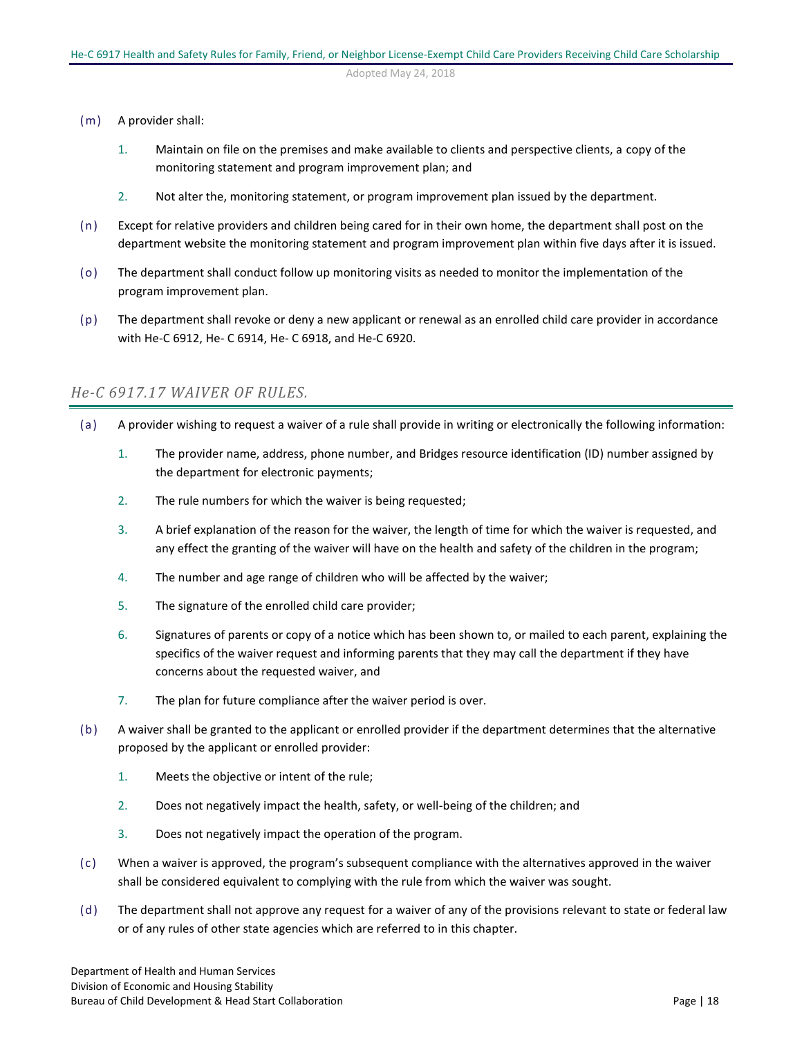(m) A provider shall:

1. Maintain on file on the premises and make available to clients and perspective clients, a copy of the monitoring statement and program improvement plan; and

2. Not alter the, monitoring statement, or program improvement plan issued by the department.

(n) Except for relative providers and children being cared for in their own home, the department shall post on the department website the monitoring statement and program improvement plan within five days after it is issued.

(o) The department shall conduct follow up monitoring visits as needed to monitor the implementation of the program improvement plan.

(p) The department shall revoke or deny a new applicant or renewal as an enrolled child care provider in accordance with He-C 6912, He- C 6914, He- C 6918, and He-C 6920.

## *He-C 6917.17 WAIVER OF RULES.*

(a) A provider wishing to request a waiver of a rule shall provide in writing or electronically the following information:

1. The provider name, address, phone number, and Bridges resource identification (ID) number assigned by the department for electronic payments;

2. The rule numbers for which the waiver is being requested;

3. A brief explanation of the reason for the waiver, the length of time for which the waiver is requested, and any effect the granting of the waiver will have on the health and safety of the children in the program;

4. The number and age range of children who will be affected by the waiver;

5. The signature of the enrolled child care provider;

6. Signatures of parents or copy of a notice which has been shown to, or mailed to each parent, explaining the specifics of the waiver request and informing parents that they may call the department if they have concerns about the requested waiver, and

7. The plan for future compliance after the waiver period is over.

(b) A waiver shall be granted to the applicant or enrolled provider if the department determines that the alternative proposed by the applicant or enrolled provider:

1. Meets the objective or intent of the rule;

2. Does not negatively impact the health, safety, or well-being of the children; and

3. Does not negatively impact the operation of the program.

(c) When a waiver is approved, the program's subsequent compliance with the alternatives approved in the waiver shall be considered equivalent to complying with the rule from which the waiver was sought.

(d) The department shall not approve any request for a waiver of any of the provisions relevant to state or federal law or of any rules of other state agencies which are referred to in this chapter.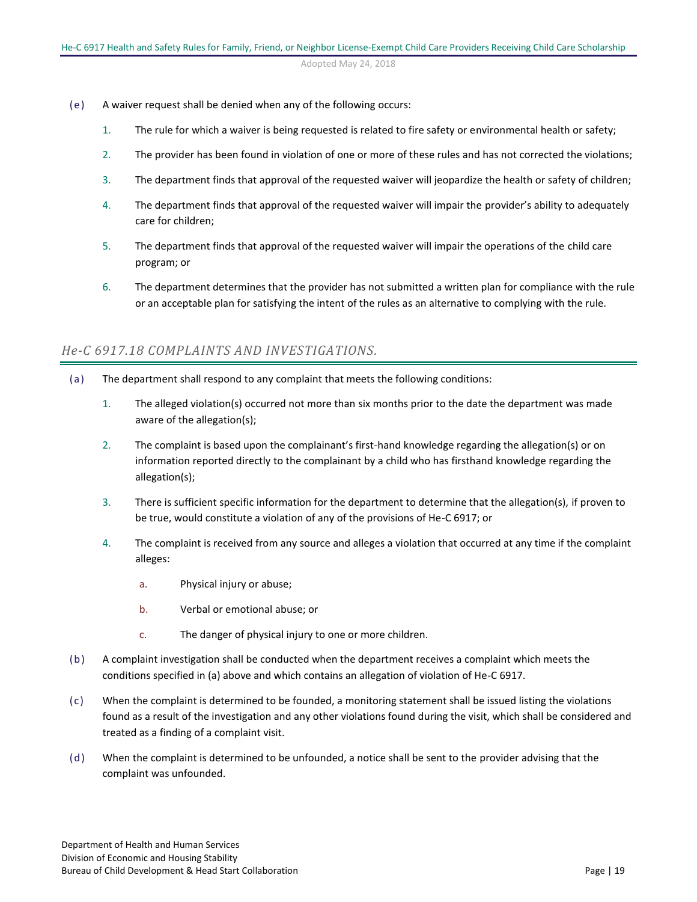(e) A waiver request shall be denied when any of the following occurs:

1. The rule for which a waiver is being requested is related to fire safety or environmental health or safety;

2. The provider has been found in violation of one or more of these rules and has not corrected the violations;

3. The department finds that approval of the requested waiver will jeopardize the health or safety of children;

4. The department finds that approval of the requested waiver will impair the provider's ability to adequately care for children;

5. The department finds that approval of the requested waiver will impair the operations of the child care program; or

6. The department determines that the provider has not submitted a written plan for compliance with the rule or an acceptable plan for satisfying the intent of the rules as an alternative to complying with the rule.

## *He-C 6917.18 COMPLAINTS AND INVESTIGATIONS.*

(a) The department shall respond to any complaint that meets the following conditions:

1. The alleged violation(s) occurred not more than six months prior to the date the department was made aware of the allegation(s);

2. The complaint is based upon the complainant's first-hand knowledge regarding the allegation(s) or on information reported directly to the complainant by a child who has firsthand knowledge regarding the allegation(s);

3. There is sufficient specific information for the department to determine that the allegation(s), if proven to be true, would constitute a violation of any of the provisions of He-C 6917; or

4. The complaint is received from any source and alleges a violation that occurred at any time if the complaint alleges:

   a. Physical injury or abuse;

   b. Verbal or emotional abuse; or

   c. The danger of physical injury to one or more children.

(b) A complaint investigation shall be conducted when the department receives a complaint which meets the conditions specified in (a) above and which contains an allegation of violation of He-C 6917.

(c) When the complaint is determined to be founded, a monitoring statement shall be issued listing the violations found as a result of the investigation and any other violations found during the visit, which shall be considered and treated as a finding of a complaint visit.

(d) When the complaint is determined to be unfounded, a notice shall be sent to the provider advising that the complaint was unfounded.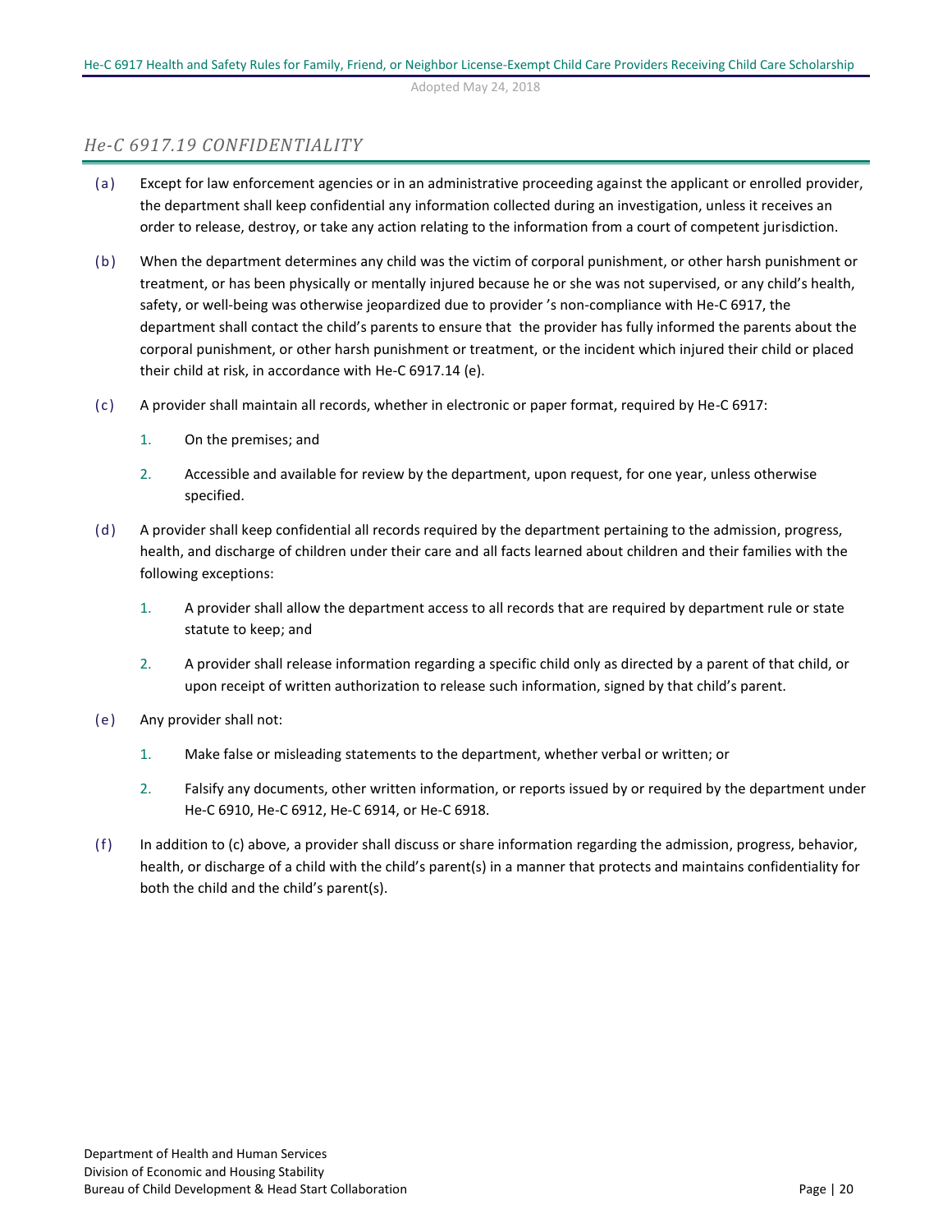## *He-C 6917.19 CONFIDENTIALITY*

(a) Except for law enforcement agencies or in an administrative proceeding against the applicant or enrolled provider, the department shall keep confidential any information collected during an investigation, unless it receives an order to release, destroy, or take any action relating to the information from a court of competent jurisdiction.

(b) When the department determines any child was the victim of corporal punishment, or other harsh punishment or treatment, or has been physically or mentally injured because he or she was not supervised, or any child's health, safety, or well-being was otherwise jeopardized due to provider 's non-compliance with He-C 6917, the department shall contact the child's parents to ensure that the provider has fully informed the parents about the corporal punishment, or other harsh punishment or treatment, or the incident which injured their child or placed their child at risk, in accordance with He-C 6917.14 (e).

(c) A provider shall maintain all records, whether in electronic or paper format, required by He-C 6917:

1. On the premises; and
2. Accessible and available for review by the department, upon request, for one year, unless otherwise specified.

(d) A provider shall keep confidential all records required by the department pertaining to the admission, progress, health, and discharge of children under their care and all facts learned about children and their families with the following exceptions:

1. A provider shall allow the department access to all records that are required by department rule or state statute to keep; and
2. A provider shall release information regarding a specific child only as directed by a parent of that child, or upon receipt of written authorization to release such information, signed by that child's parent.

(e) Any provider shall not:

1. Make false or misleading statements to the department, whether verbal or written; or
2. Falsify any documents, other written information, or reports issued by or required by the department under He-C 6910, He-C 6912, He-C 6914, or He-C 6918.

(f) In addition to (c) above, a provider shall discuss or share information regarding the admission, progress, behavior, health, or discharge of a child with the child's parent(s) in a manner that protects and maintains confidentiality for both the child and the child's parent(s).